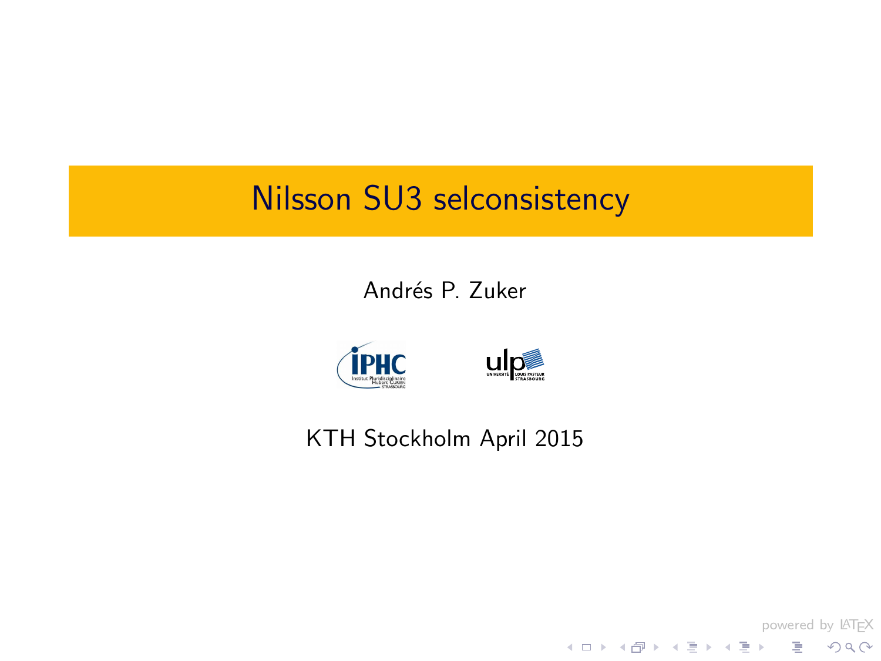# Nilsson SU3 selconsistency

Andrés P. Zuker

KTH Stockholm April 2015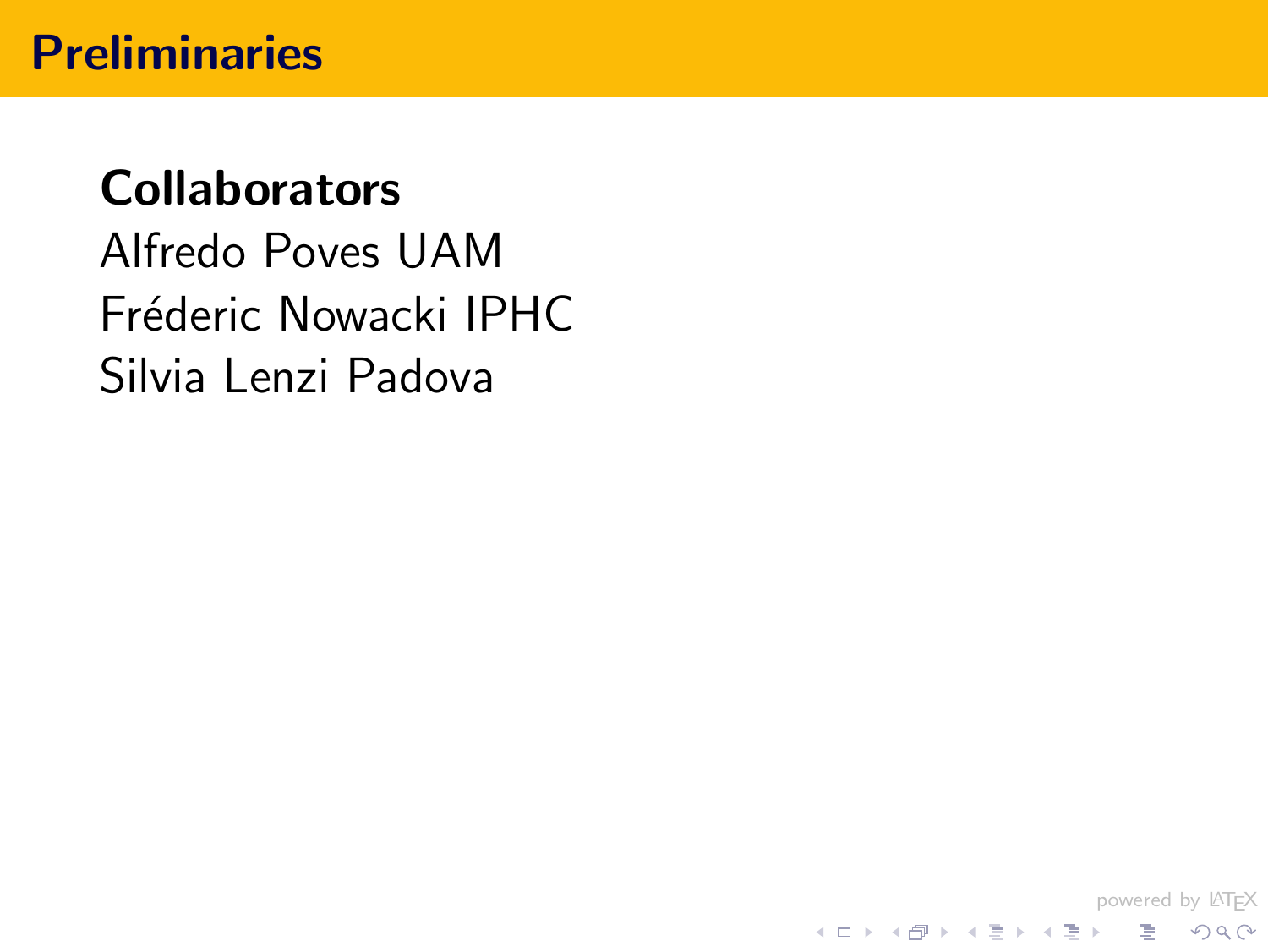# Preliminaries

**Collaborators**

Alfredo Poves UAM

Fréderic Nowacki IPHC

Silvia Lenzi Padova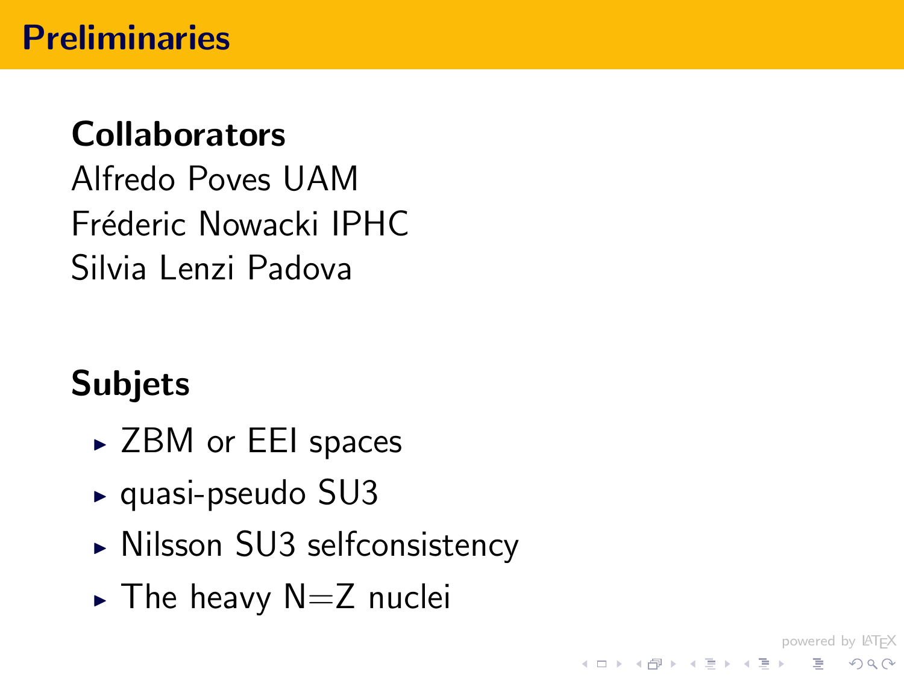# Preliminaries

**Collaborators**

Alfredo Poves UAM

Fréderic Nowacki IPHC

Silvia Lenzi Padova

**Subjets**

- ZBM or EEI spaces
- quasi-pseudo SU3
- Nilsson SU3 selfconsistency
- The heavy N=Z nuclei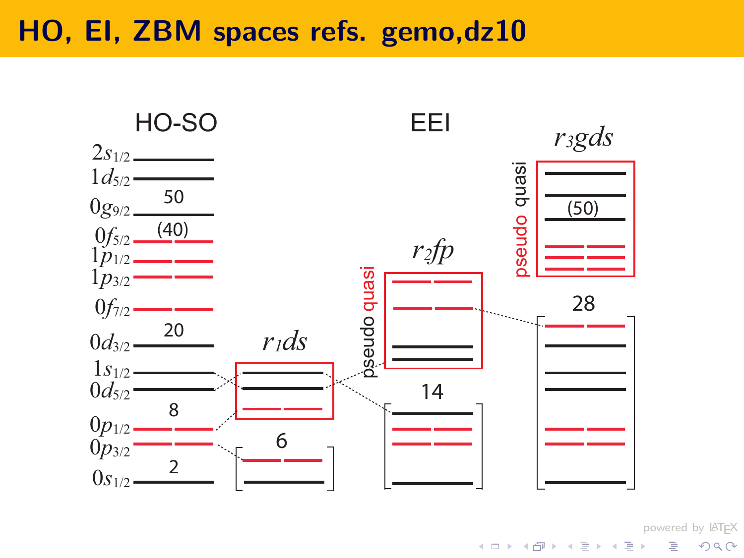# HO, EI, ZBM spaces refs. gemo,dz10

HO-SO

$2s_{1/2}$

$1d_{5/2}$

50

$0g_{9/2}$

$0f_{5/2}$ (40)

$1p_{1/2}$

$1p_{3/2}$

$0f_{7/2}$

20

$0d_{3/2}$

$1s_{1/2}$

$0d_{5/2}$

8

$0p_{1/2}$

$0p_{3/2}$

2

$0s_{1/2}$

$r_1ds$

6

EEI

$r_2fp$

pseudo quasi

14

$r_3gds$

pseudo quasi

(50)

28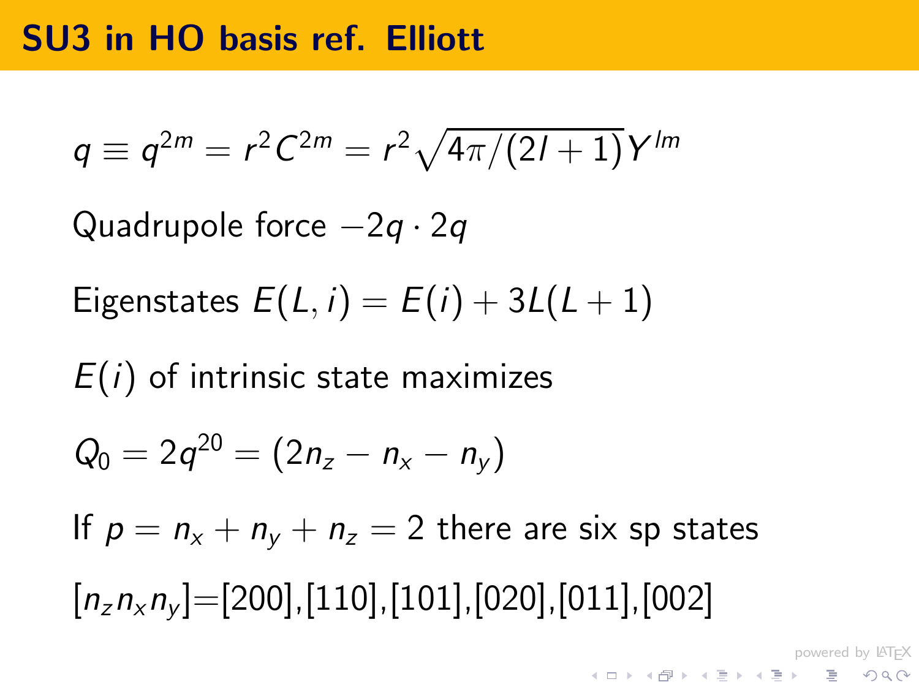# SU3 in HO basis ref. Elliott

$$q \equiv q^{2m} = r^2 C^{2m} = r^2 \sqrt{4\pi/(2l+1)} Y^{lm}$$

Quadrupole force $-2q \cdot 2q$

Eigenstates $E(L,i) = E(i) + 3L(L+1)$

$E(i)$ of intrinsic state maximizes

$$Q_0 = 2q^{20} = (2n_z - n_x - n_y)$$

If $p = n_x + n_y + n_z = 2$ there are six sp states

$[n_z n_x n_y]$=[200],[110],[101],[020],[011],[002]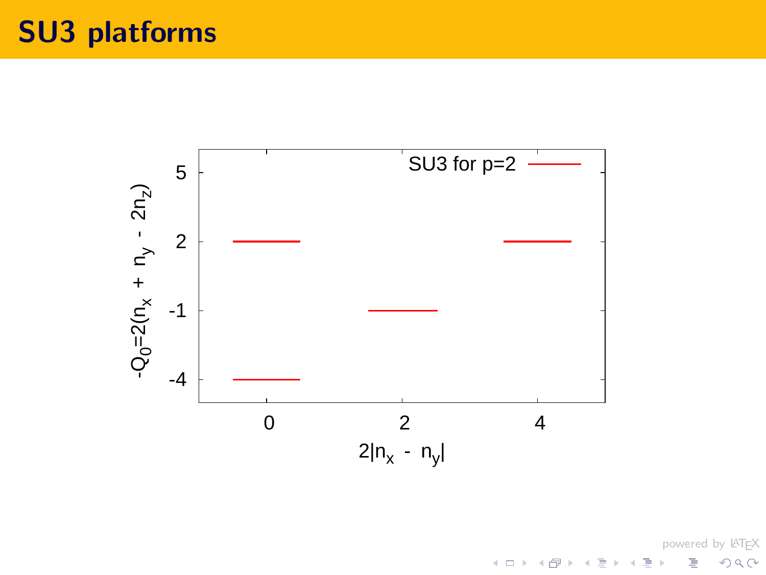# SU3 platforms

SU3 for p=2

$-Q_0 = 2(n_x + n_y - 2n_z)$

5

2

-1

-4

0 2 4

$2|n_x - n_y|$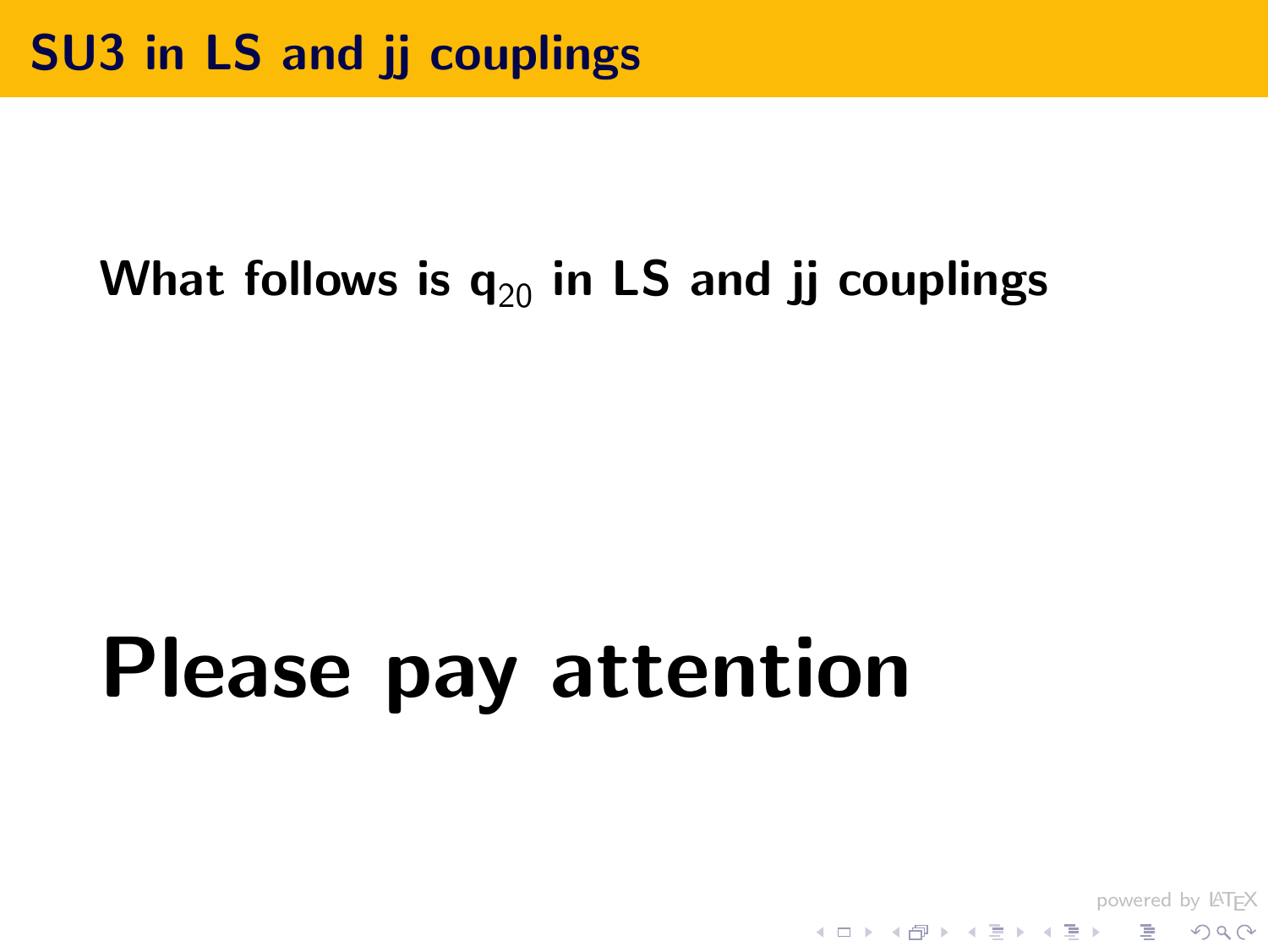# SU3 in LS and jj couplings

**What follows is $q_{20}$ in LS and jj couplings**

# Please pay attention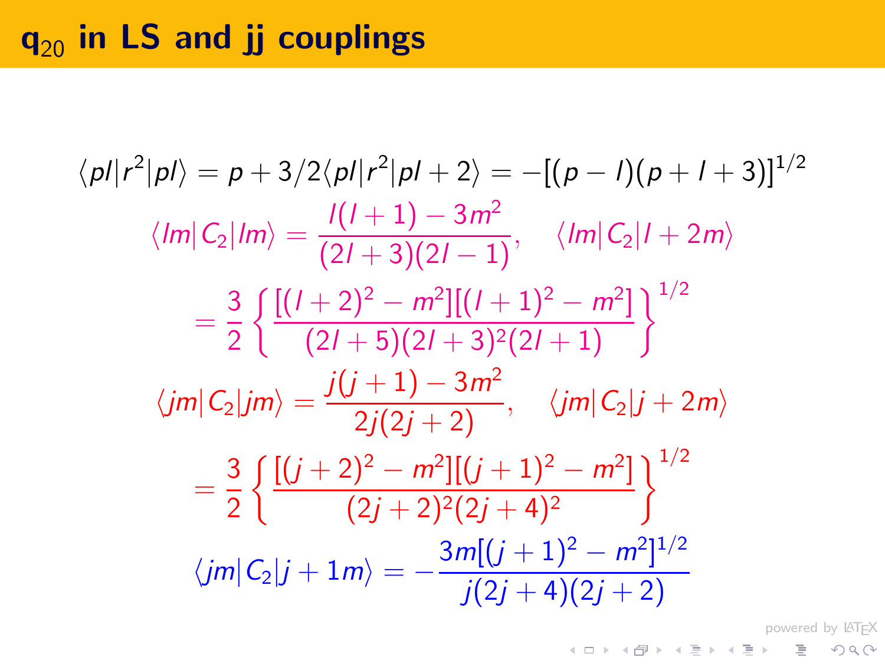# $\mathbf{q}_{20}$ in LS and jj couplings

$$\langle pl|r^2|pl\rangle = p + 3/2 \langle pl|r^2|pl+2\rangle = -[(p-l)(p+l+3)]^{1/2}$$

$$\langle lm|C_2|lm\rangle = \frac{l(l+1)-3m^2}{(2l+3)(2l-1)}, \quad \langle lm|C_2|l+2m\rangle$$

$$= \frac{3}{2}\left\{\frac{[(l+2)^2-m^2][(l+1)^2-m^2]}{(2l+5)(2l+3)^2(2l+1)}\right\}^{1/2}$$

$$\langle jm|C_2|jm\rangle = \frac{j(j+1)-3m^2}{2j(2j+2)}, \quad \langle jm|C_2|j+2m\rangle$$

$$= \frac{3}{2}\left\{\frac{[(j+2)^2-m^2][(j+1)^2-m^2]}{(2j+2)^2(2j+4)^2}\right\}^{1/2}$$

$$\langle jm|C_2|j+1m\rangle = -\frac{3m[(j+1)^2-m^2]^{1/2}}{j(2j+4)(2j+2)}$$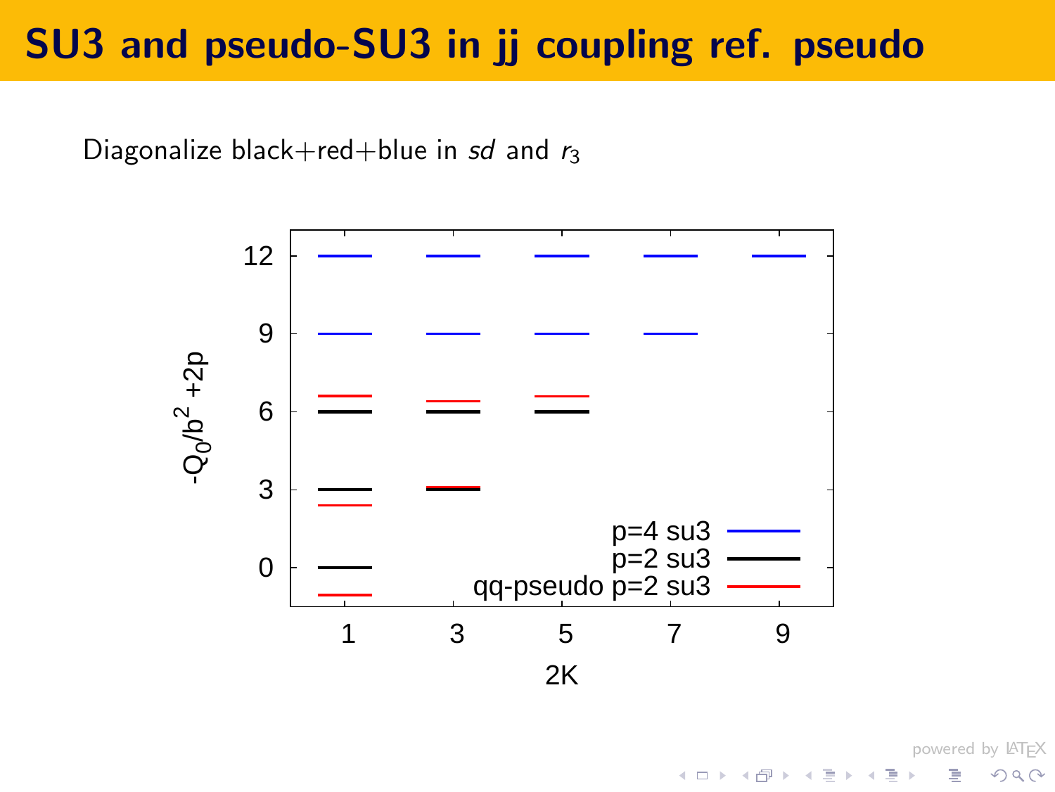# SU3 and pseudo-SU3 in jj coupling ref. pseudo

Diagonalize black+red+blue in *sd* and $r_3$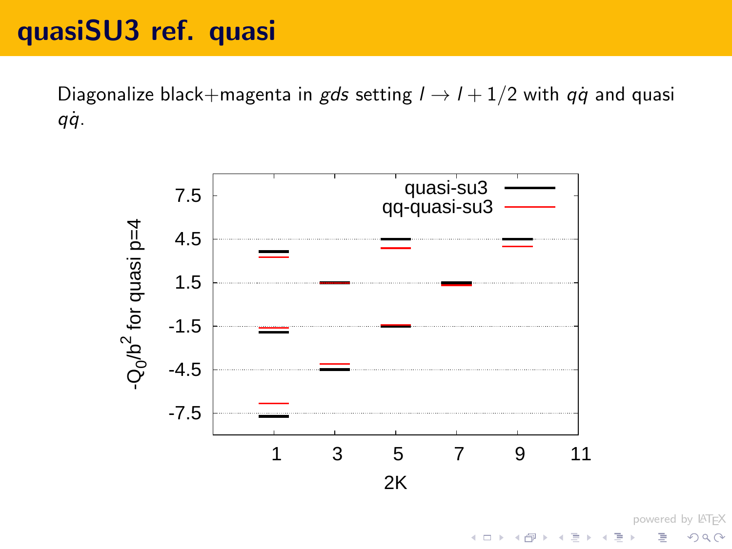# quasiSU3 ref. quasi

Diagonalize black+magenta in *gds* setting $l \to l + 1/2$ with $q\dot{q}$ and quasi $q\dot{q}$.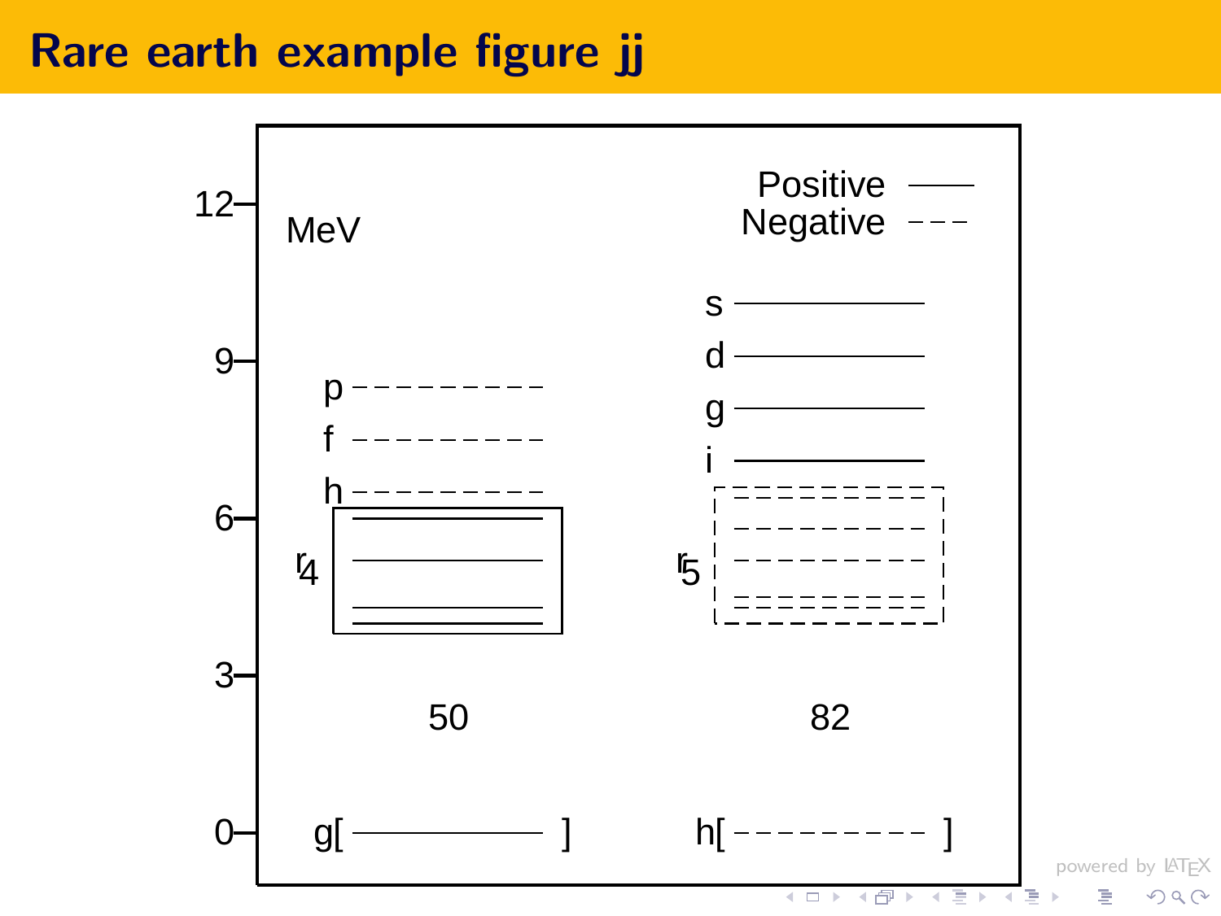# Rare earth example figure jj

12

9

6

3

0

MeV

Positive

Negative

p

f

h

$r_4$

s

d

g

i

$r_5$

50

82

g[ ]

h[ ]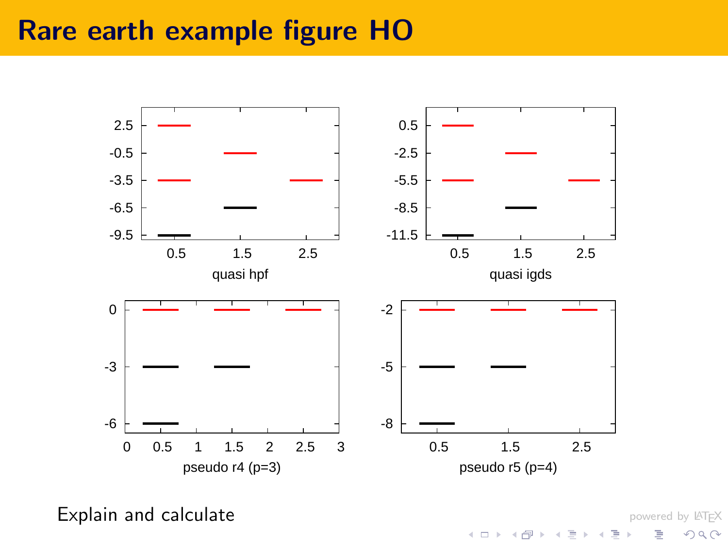# Rare earth example figure HO

Explain and calculate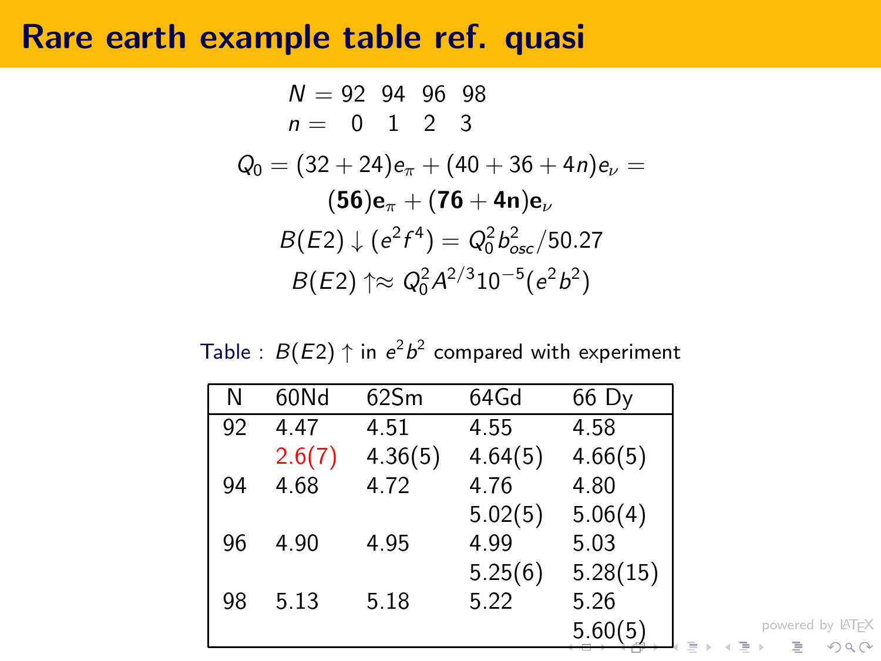# Rare earth example table ref. quasi

$$N = 92 \quad 94 \quad 96 \quad 98$$
$$n = \quad 0 \quad 1 \quad 2 \quad 3$$

$$Q_0 = (32+24)e_\pi + (40+36+4n)e_\nu =$$
$$(\mathbf{56})\mathbf{e}_\pi + (\mathbf{76}+\mathbf{4n})\mathbf{e}_\nu$$
$$B(E2)\downarrow (e^2 f^4) = Q_0^2 b_{osc}^2/50.27$$
$$B(E2)\uparrow \approx Q_0^2 A^{2/3} 10^{-5} (e^2 b^2)$$

Table : $B(E2)\uparrow$ in $e^2b^2$ compared with experiment

| N | 60Nd | 62Sm | 64Gd | 66 Dy |
|---|---|---|---|---|
| 92 | 4.47 | 4.51 | 4.55 | 4.58 |
| | 2.6(7) | 4.36(5) | 4.64(5) | 4.66(5) |
| 94 | 4.68 | 4.72 | 4.76 | 4.80 |
| | | | 5.02(5) | 5.06(4) |
| 96 | 4.90 | 4.95 | 4.99 | 5.03 |
| | | | 5.25(6) | 5.28(15) |
| 98 | 5.13 | 5.18 | 5.22 | 5.26 |
| | | | | 5.60(5) |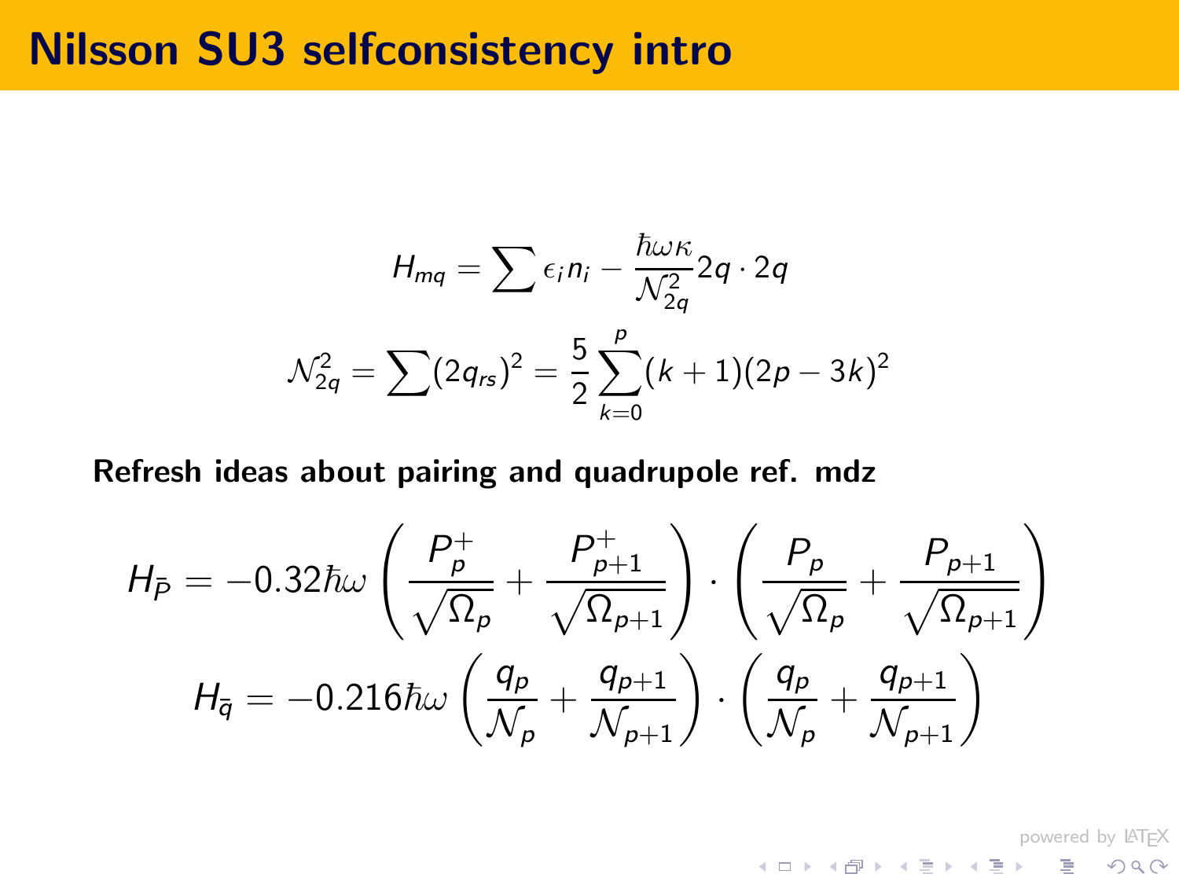# Nilsson SU3 selfconsistency intro

$$H_{mq} = \sum \epsilon_i n_i - \frac{\hbar\omega\kappa}{\mathcal{N}_{2q}^2} 2q \cdot 2q$$

$$\mathcal{N}_{2q}^2 = \sum (2q_{rs})^2 = \frac{5}{2} \sum_{k=0}^{p} (k+1)(2p-3k)^2$$

**Refresh ideas about pairing and quadrupole ref. mdz**

$$H_{\bar{P}} = -0.32\hbar\omega \left( \frac{P_p^+}{\sqrt{\Omega_p}} + \frac{P_{p+1}^+}{\sqrt{\Omega_{p+1}}} \right) \cdot \left( \frac{P_p}{\sqrt{\Omega_p}} + \frac{P_{p+1}}{\sqrt{\Omega_{p+1}}} \right)$$

$$H_{\bar{q}} = -0.216\hbar\omega \left( \frac{q_p}{\mathcal{N}_p} + \frac{q_{p+1}}{\mathcal{N}_{p+1}} \right) \cdot \left( \frac{q_p}{\mathcal{N}_p} + \frac{q_{p+1}}{\mathcal{N}_{p+1}} \right)$$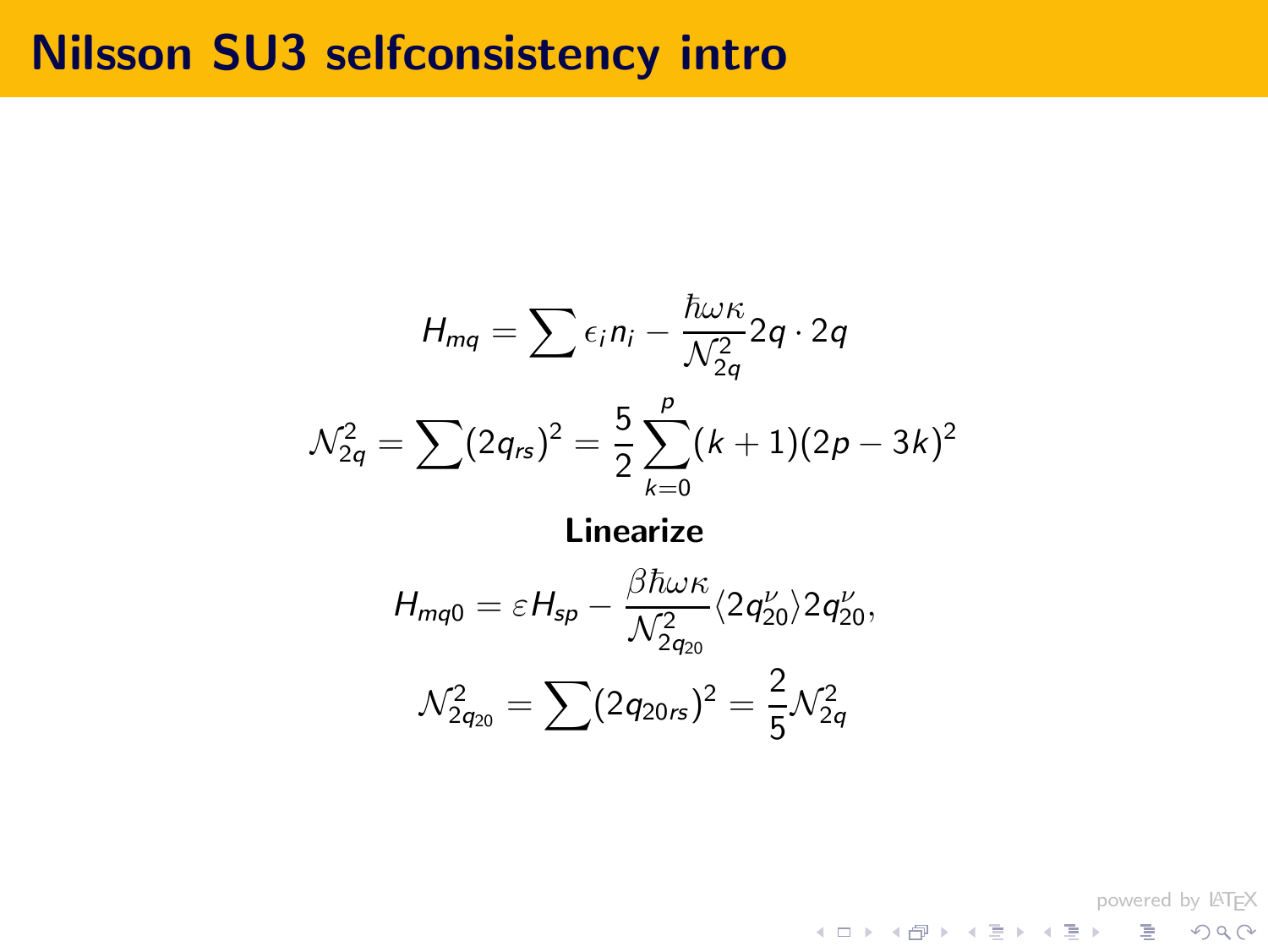# Nilsson SU3 selfconsistency intro

$$H_{mq} = \sum \epsilon_i n_i - \frac{\hbar\omega\kappa}{\mathcal{N}_{2q}^2} 2q \cdot 2q$$

$$\mathcal{N}_{2q}^2 = \sum (2q_{rs})^2 = \frac{5}{2} \sum_{k=0}^{p} (k+1)(2p-3k)^2$$

**Linearize**

$$H_{mq0} = \varepsilon H_{sp} - \frac{\beta\hbar\omega\kappa}{\mathcal{N}_{2q_{20}}^2} \langle 2q_{20}^{\nu} \rangle 2q_{20}^{\nu},$$

$$\mathcal{N}_{2q_{20}}^2 = \sum (2q_{20\,rs})^2 = \frac{2}{5} \mathcal{N}_{2q}^2$$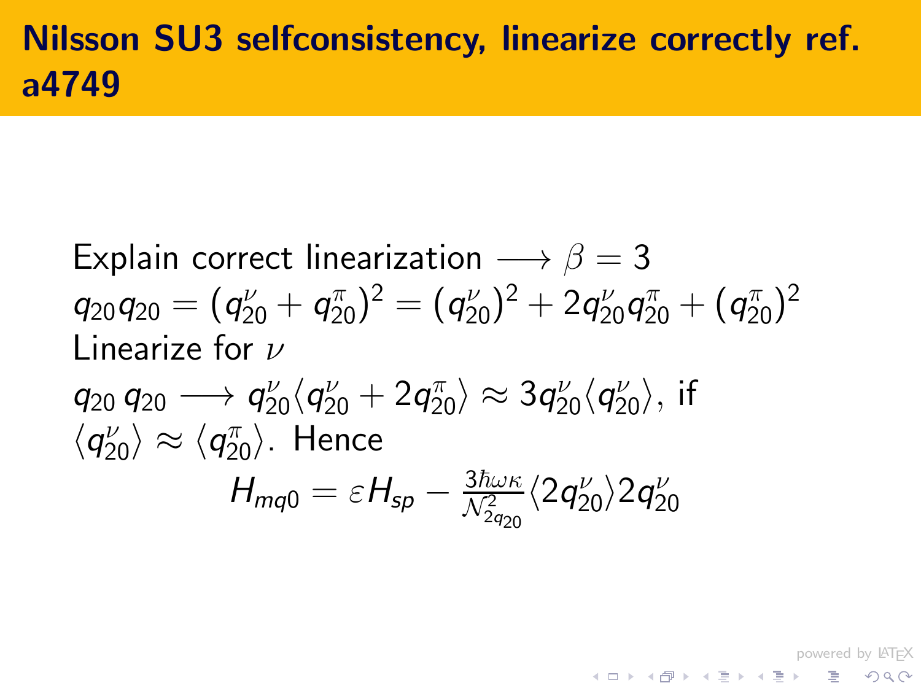# Nilsson SU3 selfconsistency, linearize correctly ref. a4749

Explain correct linearization $\longrightarrow \beta = 3$

$q_{20} q_{20} = (q_{20}^{\nu} + q_{20}^{\pi})^2 = (q_{20}^{\nu})^2 + 2 q_{20}^{\nu} q_{20}^{\pi} + (q_{20}^{\pi})^2$

Linearize for $\nu$

$q_{20}\, q_{20} \longrightarrow q_{20}^{\nu} \langle q_{20}^{\nu} + 2 q_{20}^{\pi} \rangle \approx 3 q_{20}^{\nu} \langle q_{20}^{\nu} \rangle$, if $\langle q_{20}^{\nu} \rangle \approx \langle q_{20}^{\pi} \rangle$. Hence

$$H_{mq0} = \varepsilon H_{sp} - \frac{3\hbar\omega\kappa}{\mathcal{N}_{2q_{20}}^2} \langle 2 q_{20}^{\nu} \rangle 2 q_{20}^{\nu}$$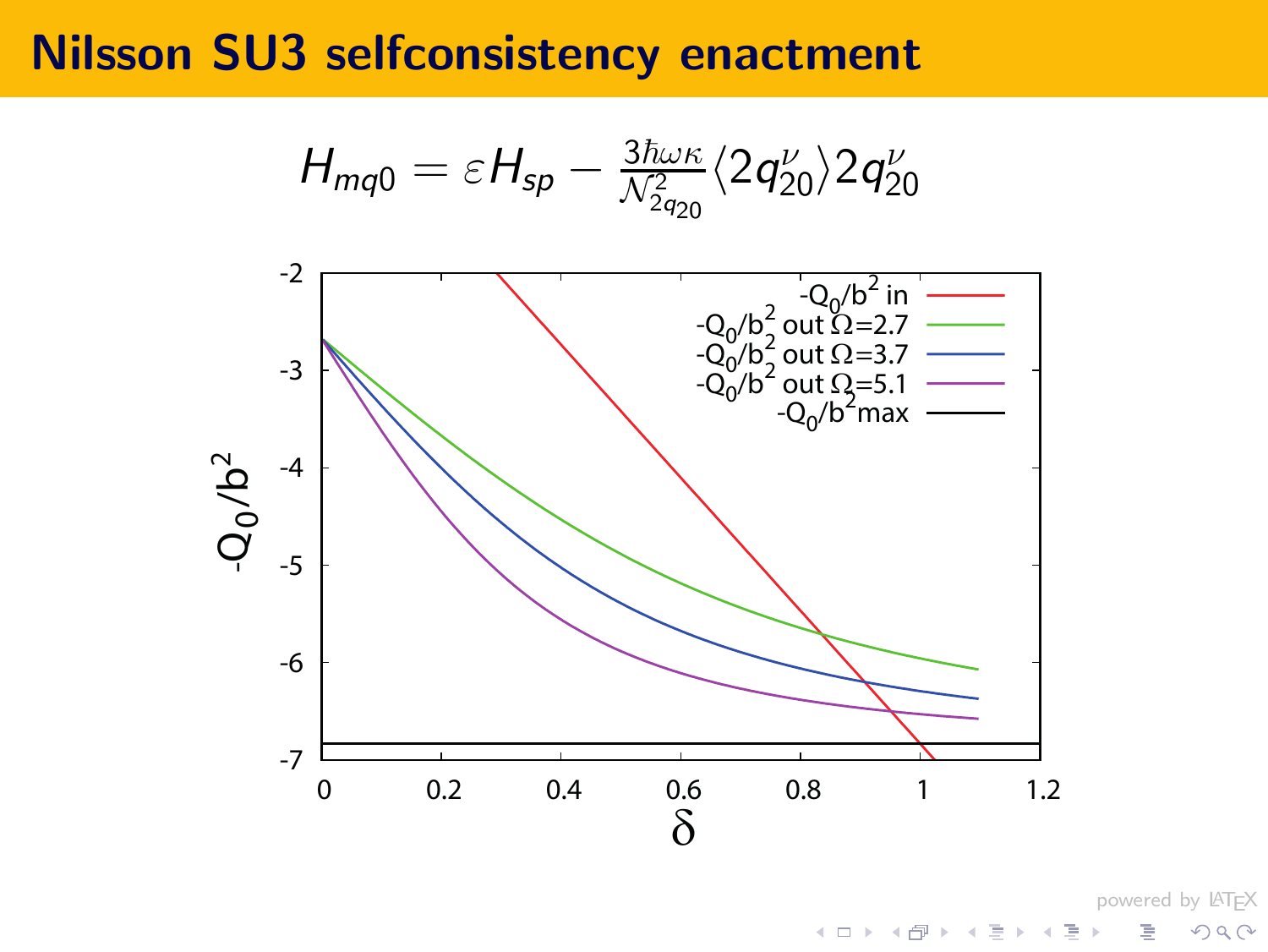# Nilsson SU3 selfconsistency enactment

$$H_{mq0} = \varepsilon H_{sp} - \frac{3\hbar\omega\kappa}{\mathcal{N}^2_{2q_{20}}} \langle 2q^{\nu}_{20} \rangle 2q^{\nu}_{20}$$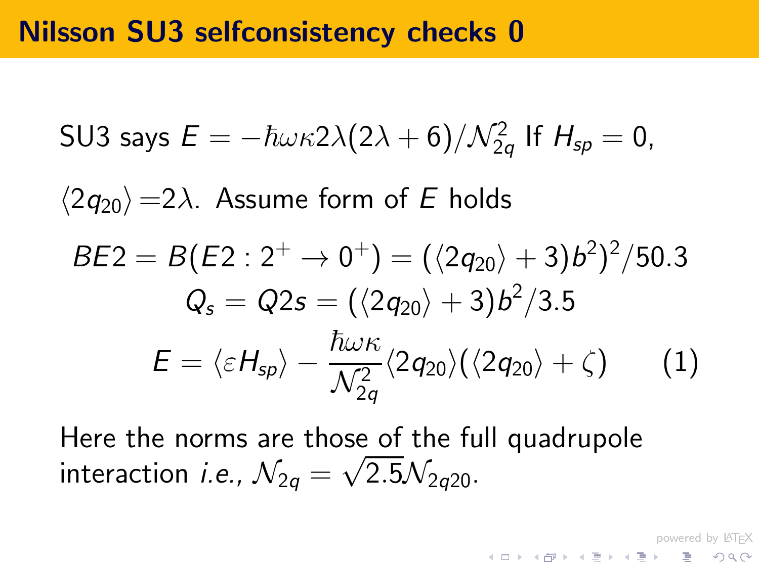# Nilsson SU3 selfconsistency checks 0

SU3 says $E = -\hbar\omega\kappa 2\lambda(2\lambda+6)/\mathcal{N}_{2q}^2$ If $H_{sp}=0$,

$\langle 2q_{20}\rangle = 2\lambda$. Assume form of $E$ holds

$$BE2 = B(E2:2^+ \to 0^+) = ((\langle 2q_{20}\rangle + 3)b^2)^2/50.3$$

$$Q_s = Q2s = (\langle 2q_{20}\rangle + 3)b^2/3.5$$

$$E = \langle \varepsilon H_{sp}\rangle - \frac{\hbar\omega\kappa}{\mathcal{N}_{2q}^2}\langle 2q_{20}\rangle(\langle 2q_{20}\rangle + \zeta) \qquad (1)$$

Here the norms are those of the full quadrupole interaction *i.e.*, $\mathcal{N}_{2q} = \sqrt{2.5}\mathcal{N}_{2q20}$.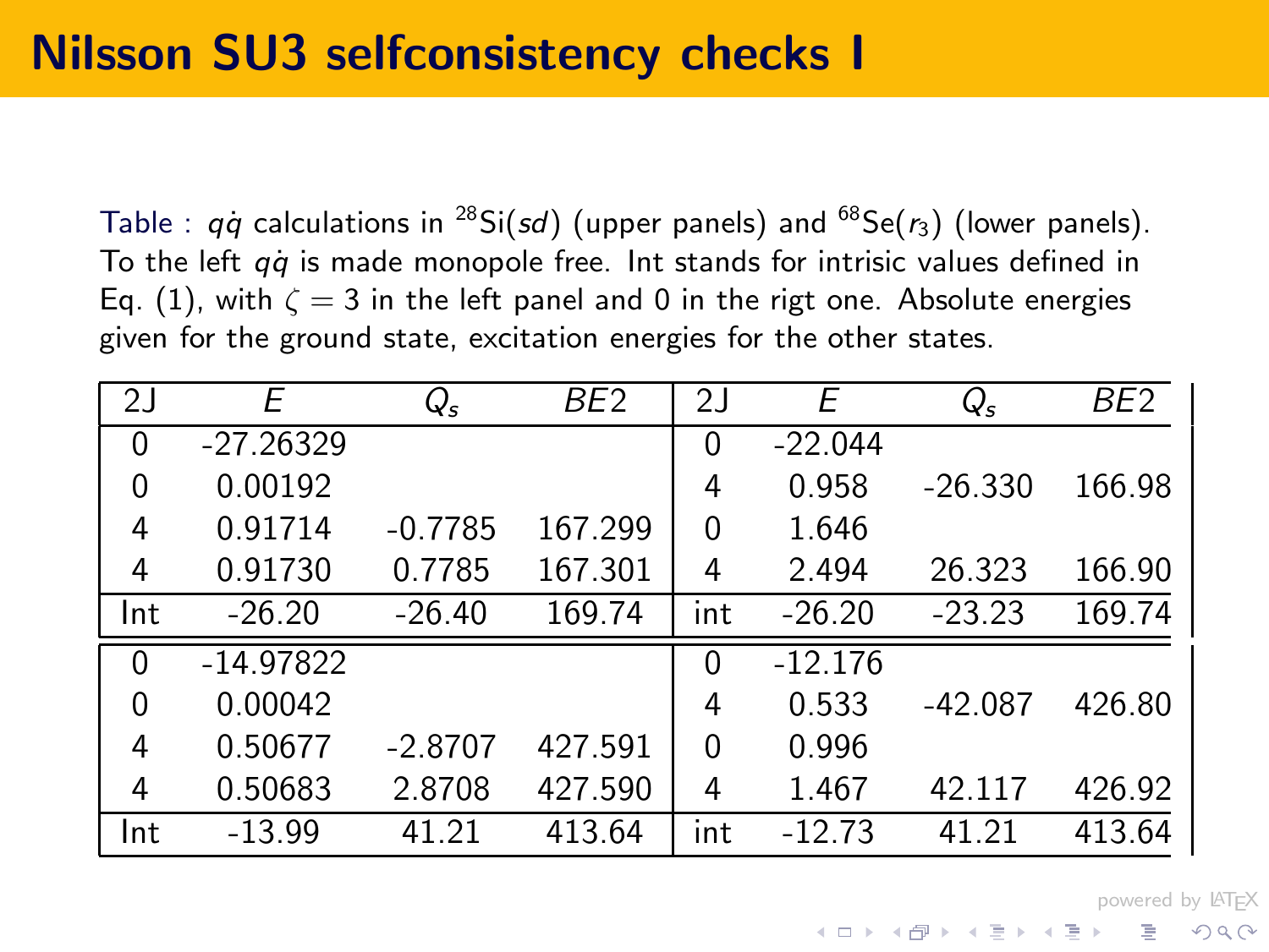# Nilsson SU3 selfconsistency checks I

Table : $q\dot{q}$ calculations in $^{28}$Si($sd$) (upper panels) and $^{68}$Se($r_3$) (lower panels). To the left $q\dot{q}$ is made monopole free. Int stands for intrisic values defined in Eq. (1), with $\zeta = 3$ in the left panel and 0 in the rigt one. Absolute energies given for the ground state, excitation energies for the other states.

| 2J | $E$ | $Q_s$ | $BE2$ | 2J | $E$ | $Q_s$ | $BE2$ |
|---|---|---|---|---|---|---|---|
| 0 | -27.26329 | | | 0 | -22.044 | | |
| 0 | 0.00192 | | | 4 | 0.958 | -26.330 | 166.98 |
| 4 | 0.91714 | -0.7785 | 167.299 | 0 | 1.646 | | |
| 4 | 0.91730 | 0.7785 | 167.301 | 4 | 2.494 | 26.323 | 166.90 |
| Int | -26.20 | -26.40 | 169.74 | int | -26.20 | -23.23 | 169.74 |
| 0 | -14.97822 | | | 0 | -12.176 | | |
| 0 | 0.00042 | | | 4 | 0.533 | -42.087 | 426.80 |
| 4 | 0.50677 | -2.8707 | 427.591 | 0 | 0.996 | | |
| 4 | 0.50683 | 2.8708 | 427.590 | 4 | 1.467 | 42.117 | 426.92 |
| Int | -13.99 | 41.21 | 413.64 | int | -12.73 | 41.21 | 413.64 |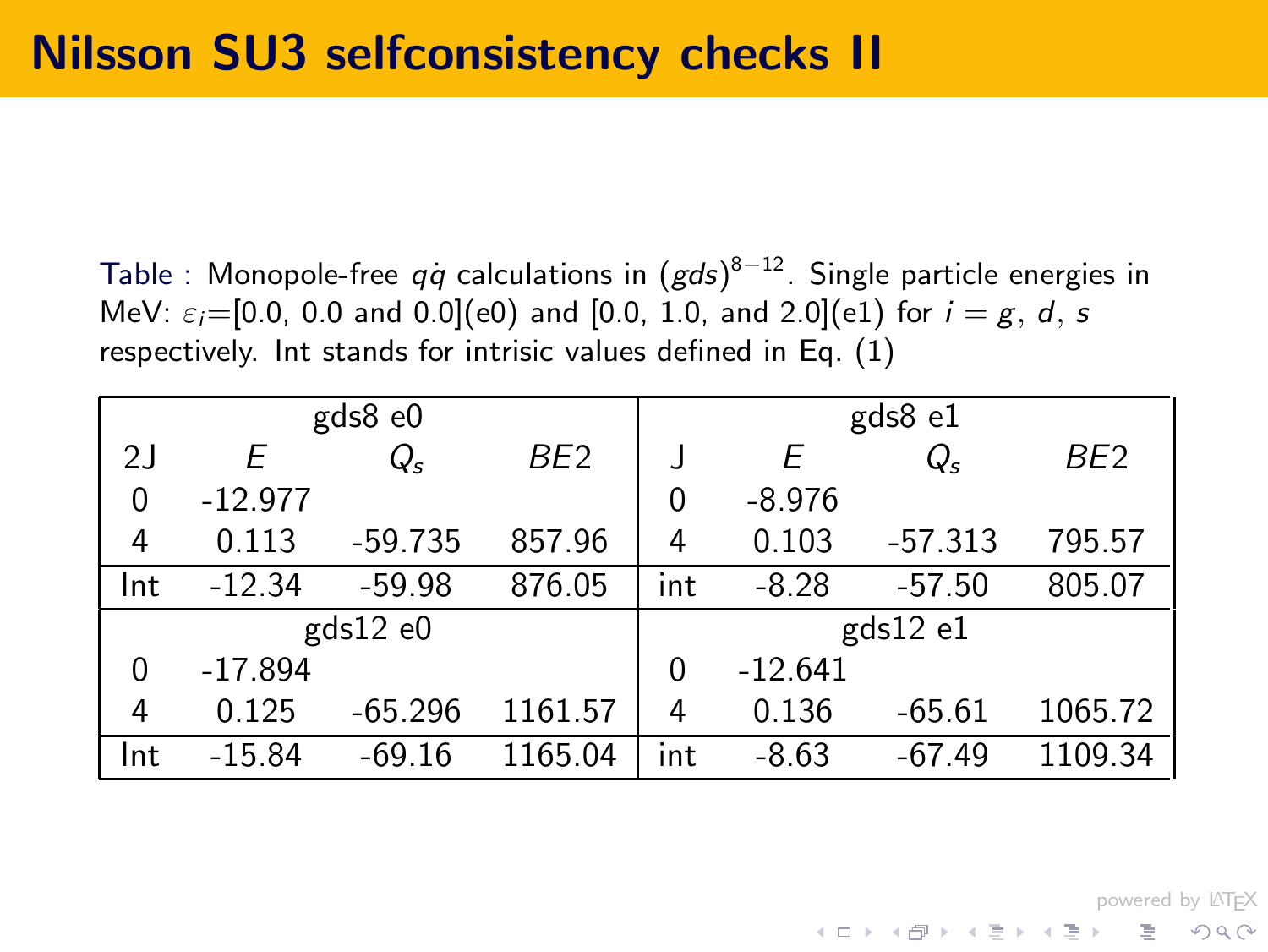# Nilsson SU3 selfconsistency checks II

Table : Monopole-free $q\dot{q}$ calculations in $(gds)^{8-12}$. Single particle energies in MeV: $\varepsilon_i$=[0.0, 0.0 and 0.0](e0) and [0.0, 1.0, and 2.0](e1) for $i = g$, $d$, $s$ respectively. Int stands for intrisic values defined in Eq. (1)

| gds8 e0 | | | | gds8 e1 | | | |
|---|---|---|---|---|---|---|---|
| 2J | $E$ | $Q_s$ | $BE2$ | J | $E$ | $Q_s$ | $BE2$ |
| 0 | -12.977 | | | 0 | -8.976 | | |
| 4 | 0.113 | -59.735 | 857.96 | 4 | 0.103 | -57.313 | 795.57 |
| Int | -12.34 | -59.98 | 876.05 | int | -8.28 | -57.50 | 805.07 |
| gds12 e0 | | | | gds12 e1 | | | |
| 0 | -17.894 | | | 0 | -12.641 | | |
| 4 | 0.125 | -65.296 | 1161.57 | 4 | 0.136 | -65.61 | 1065.72 |
| Int | -15.84 | -69.16 | 1165.04 | int | -8.63 | -67.49 | 1109.34 |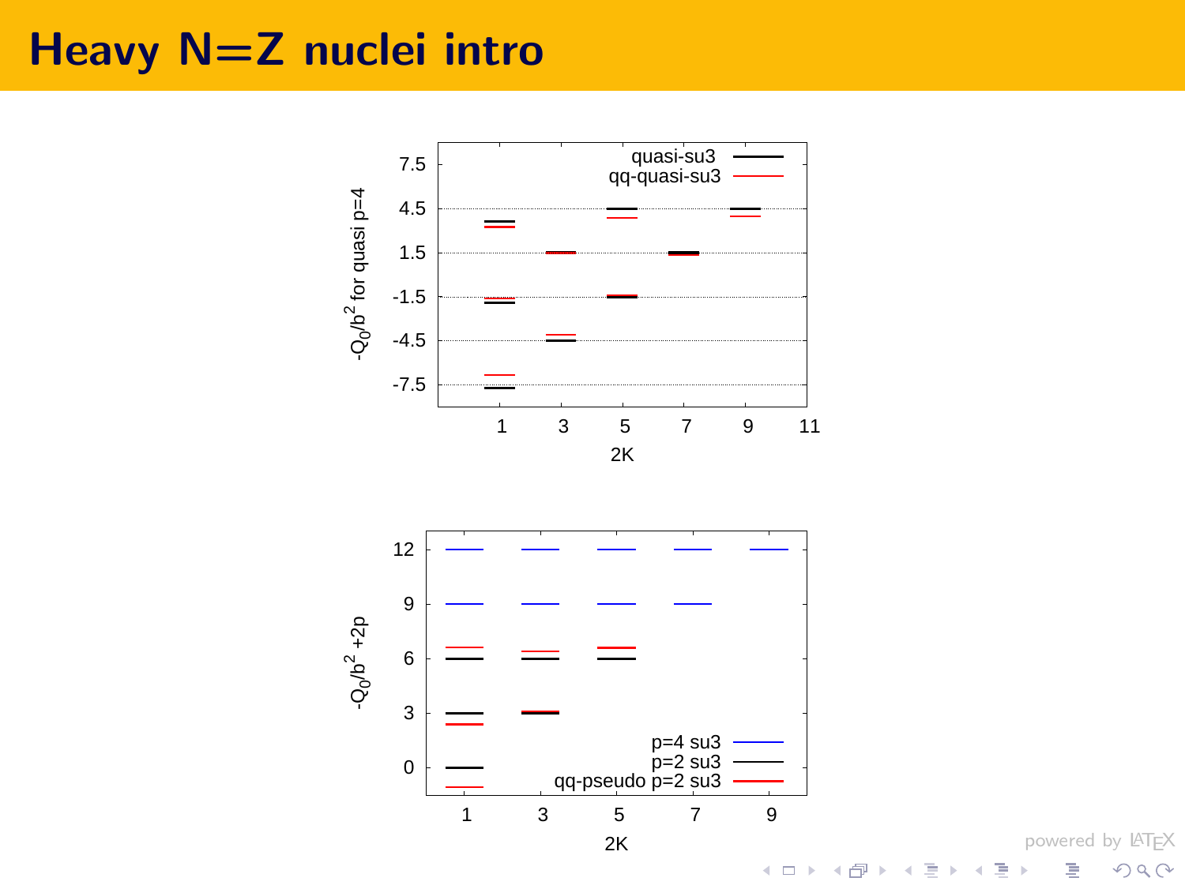# Heavy N=Z nuclei intro

quasi-su3
qq-quasi-su3

$-Q_0/b^2$ for quasi p=4

7.5
4.5
1.5
-1.5
-4.5
-7.5

1 3 5 7 9 11

2K

p=4 su3
p=2 su3
qq-pseudo p=2 su3

$-Q_0/b^2$ +2p

12
9
6
3
0

1 3 5 7 9

2K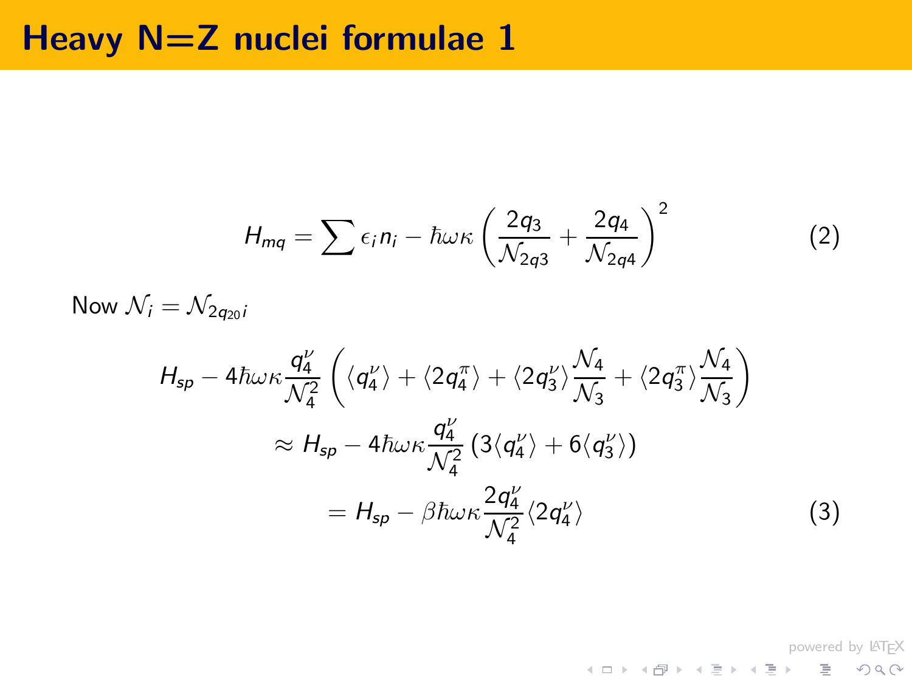# Heavy N=Z nuclei formulae 1

$$H_{mq} = \sum \epsilon_i n_i - \hbar\omega\kappa \left( \frac{2q_3}{\mathcal{N}_{2q3}} + \frac{2q_4}{\mathcal{N}_{2q4}} \right)^2 \tag{2}$$

Now $\mathcal{N}_i = \mathcal{N}_{2q_{20}i}$

$$\begin{aligned}
H_{sp} - 4\hbar\omega\kappa \frac{q_4^\nu}{\mathcal{N}_4^2} &\left( \langle q_4^\nu \rangle + \langle 2q_4^\pi \rangle + \langle 2q_3^\nu \rangle \frac{\mathcal{N}_4}{\mathcal{N}_3} + \langle 2q_3^\pi \rangle \frac{\mathcal{N}_4}{\mathcal{N}_3} \right) \\
&\approx H_{sp} - 4\hbar\omega\kappa \frac{q_4^\nu}{\mathcal{N}_4^2} \left( 3\langle q_4^\nu \rangle + 6\langle q_3^\nu \rangle \right) \\
&= H_{sp} - \beta\hbar\omega\kappa \frac{2q_4^\nu}{\mathcal{N}_4^2} \langle 2q_4^\nu \rangle
\end{aligned} \tag{3}$$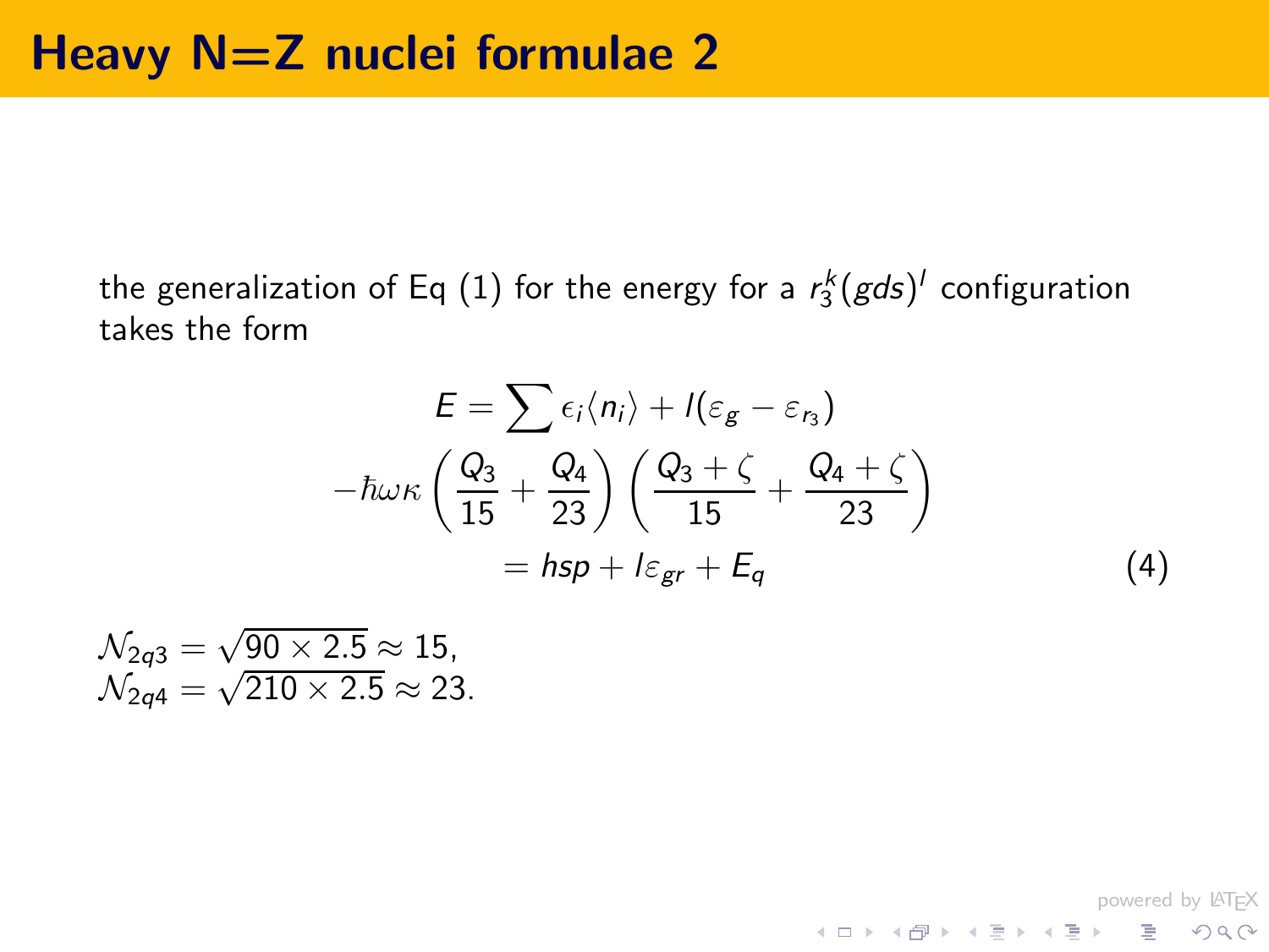# Heavy N=Z nuclei formulae 2

the generalization of Eq (1) for the energy for a $r_3^k(gds)^l$ configuration takes the form

$$
\begin{aligned}
E &= \sum \epsilon_i \langle n_i \rangle + l(\varepsilon_g - \varepsilon_{r_3}) \\
&-\hbar\omega\kappa \left( \frac{Q_3}{15} + \frac{Q_4}{23} \right) \left( \frac{Q_3 + \zeta}{15} + \frac{Q_4 + \zeta}{23} \right) \\
&= hsp + l\varepsilon_{gr} + E_q
\end{aligned}
\tag{4}
$$

$\mathcal{N}_{2q3} = \sqrt{90 \times 2.5} \approx 15$,  
$\mathcal{N}_{2q4} = \sqrt{210 \times 2.5} \approx 23$.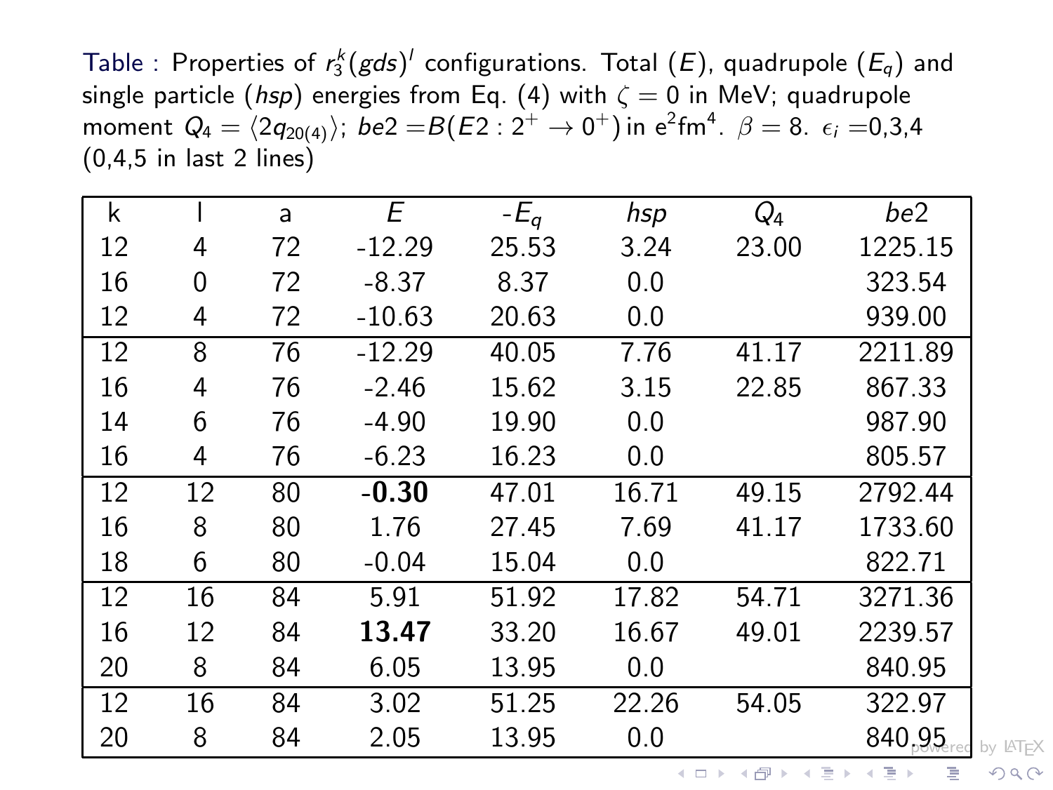Table : Properties of $r_3^k(gds)^l$ configurations. Total ($E$), quadrupole ($E_q$) and single particle ($hsp$) energies from Eq. (4) with $\zeta = 0$ in MeV; quadrupole moment $Q_4 = \langle 2q_{20(4)} \rangle$; $be2 = B(E2: 2^+ \to 0^+)$ in e$^2$fm$^4$. $\beta = 8$. $\epsilon_i$ =0,3,4 (0,4,5 in last 2 lines)

| k | l | a | $E$ | -$E_q$ | $hsp$ | $Q_4$ | $be2$ |
|---|---|---|---|---|---|---|---|
| 12 | 4 | 72 | -12.29 | 25.53 | 3.24 | 23.00 | 1225.15 |
| 16 | 0 | 72 | -8.37 | 8.37 | 0.0 | | 323.54 |
| 12 | 4 | 72 | -10.63 | 20.63 | 0.0 | | 939.00 |
| 12 | 8 | 76 | -12.29 | 40.05 | 7.76 | 41.17 | 2211.89 |
| 16 | 4 | 76 | -2.46 | 15.62 | 3.15 | 22.85 | 867.33 |
| 14 | 6 | 76 | -4.90 | 19.90 | 0.0 | | 987.90 |
| 16 | 4 | 76 | -6.23 | 16.23 | 0.0 | | 805.57 |
| 12 | 12 | 80 | **-0.30** | 47.01 | 16.71 | 49.15 | 2792.44 |
| 16 | 8 | 80 | 1.76 | 27.45 | 7.69 | 41.17 | 1733.60 |
| 18 | 6 | 80 | -0.04 | 15.04 | 0.0 | | 822.71 |
| 12 | 16 | 84 | 5.91 | 51.92 | 17.82 | 54.71 | 3271.36 |
| 16 | 12 | 84 | **13.47** | 33.20 | 16.67 | 49.01 | 2239.57 |
| 20 | 8 | 84 | 6.05 | 13.95 | 0.0 | | 840.95 |
| 12 | 16 | 84 | 3.02 | 51.25 | 22.26 | 54.05 | 322.97 |
| 20 | 8 | 84 | 2.05 | 13.95 | 0.0 | | 840.95 |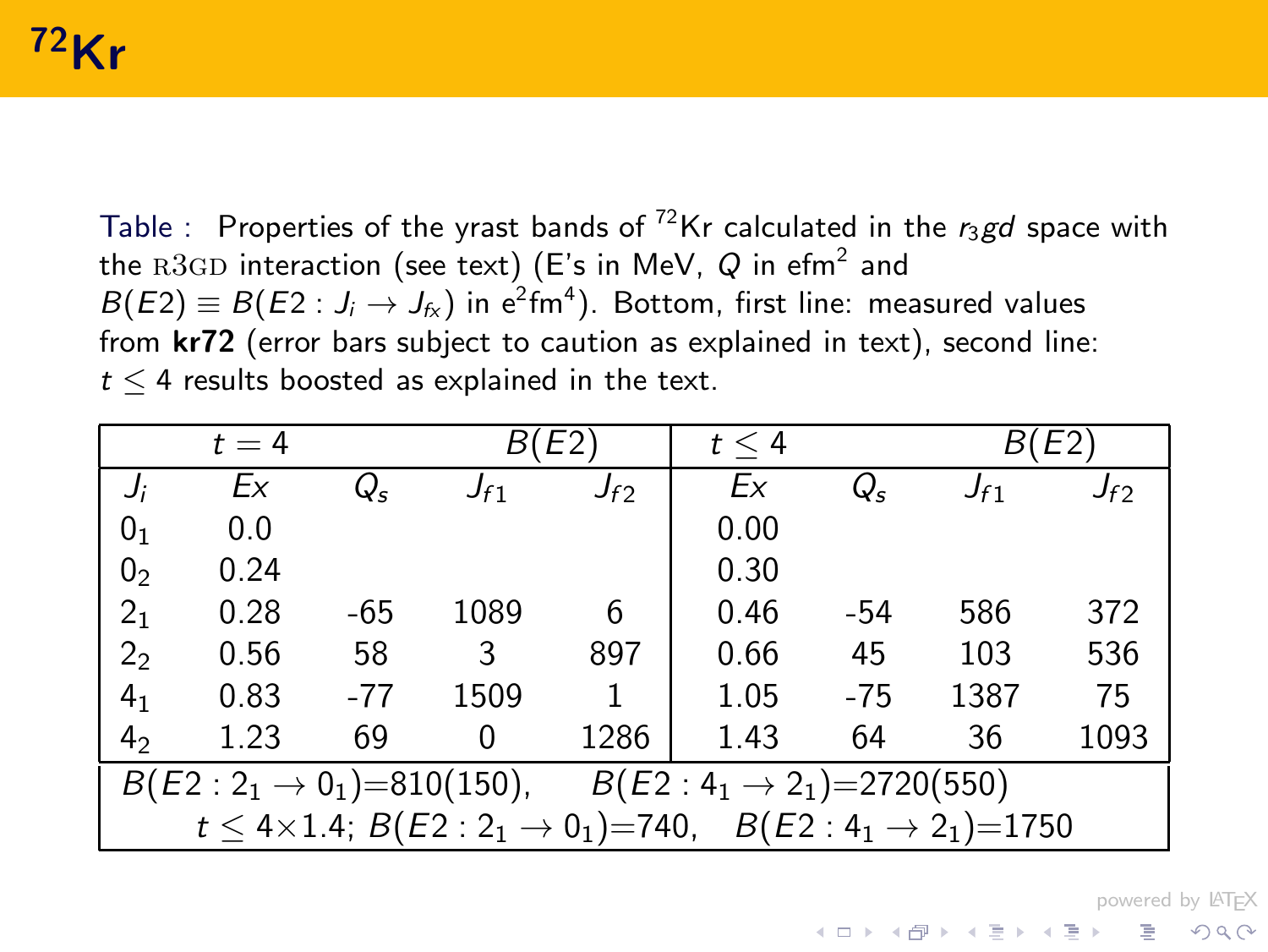# $^{72}$Kr

Table : Properties of the yrast bands of $^{72}$Kr calculated in the $r_3gd$ space with the R3GD interaction (see text) (E's in MeV, $Q$ in efm$^2$ and $B(E2) \equiv B(E2: J_i \rightarrow J_{fx})$ in e$^2$fm$^4$). Bottom, first line: measured values from **kr72** (error bars subject to caution as explained in text), second line: $t \leq 4$ results boosted as explained in the text.

| $t=4$ | | | $B(E2)$ | | $t \leq 4$ | | $B(E2)$ | |
|---|---|---|---|---|---|---|---|---|
| $J_i$ | $Ex$ | $Q_s$ | $J_{f1}$ | $J_{f2}$ | $Ex$ | $Q_s$ | $J_{f1}$ | $J_{f2}$ |
| $0_1$ | 0.0 | | | | 0.00 | | | |
| $0_2$ | 0.24 | | | | 0.30 | | | |
| $2_1$ | 0.28 | -65 | 1089 | 6 | 0.46 | -54 | 586 | 372 |
| $2_2$ | 0.56 | 58 | 3 | 897 | 0.66 | 45 | 103 | 536 |
| $4_1$ | 0.83 | -77 | 1509 | 1 | 1.05 | -75 | 1387 | 75 |
| $4_2$ | 1.23 | 69 | 0 | 1286 | 1.43 | 64 | 36 | 1093 |

$B(E2: 2_1 \rightarrow 0_1)$=810(150), $B(E2: 4_1 \rightarrow 2_1)$=2720(550)

$t \leq 4\times1.4$; $B(E2: 2_1 \rightarrow 0_1)$=740, $B(E2: 4_1 \rightarrow 2_1)$=1750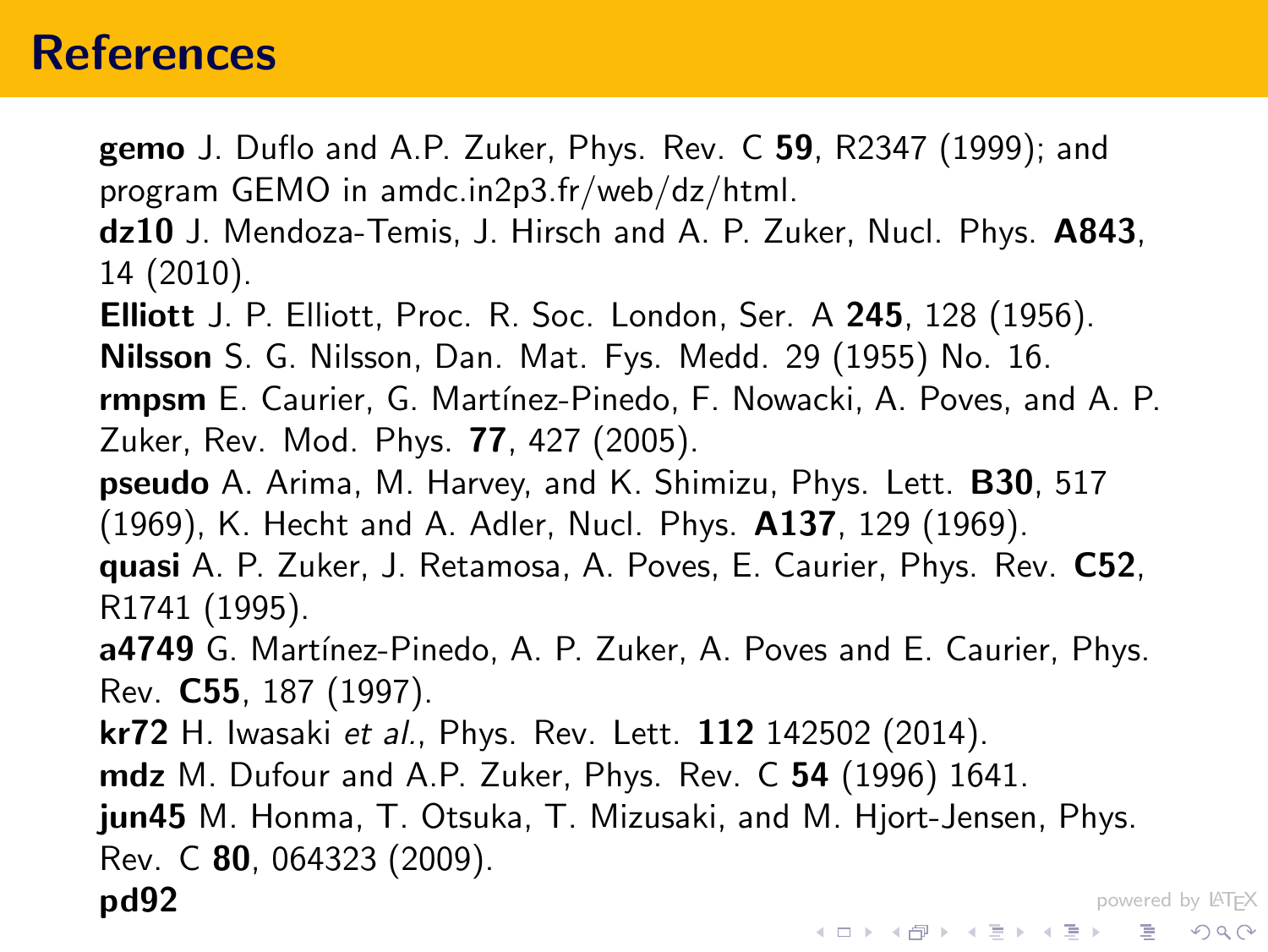# References

**gemo** J. Duflo and A.P. Zuker, Phys. Rev. C **59**, R2347 (1999); and program GEMO in amdc.in2p3.fr/web/dz/html.
**dz10** J. Mendoza-Temis, J. Hirsch and A. P. Zuker, Nucl. Phys. **A843**, 14 (2010).
**Elliott** J. P. Elliott, Proc. R. Soc. London, Ser. A **245**, 128 (1956).
**Nilsson** S. G. Nilsson, Dan. Mat. Fys. Medd. 29 (1955) No. 16.
**rmpsm** E. Caurier, G. Martínez-Pinedo, F. Nowacki, A. Poves, and A. P. Zuker, Rev. Mod. Phys. **77**, 427 (2005).
**pseudo** A. Arima, M. Harvey, and K. Shimizu, Phys. Lett. **B30**, 517 (1969), K. Hecht and A. Adler, Nucl. Phys. **A137**, 129 (1969).
**quasi** A. P. Zuker, J. Retamosa, A. Poves, E. Caurier, Phys. Rev. **C52**, R1741 (1995).
**a4749** G. Martínez-Pinedo, A. P. Zuker, A. Poves and E. Caurier, Phys. Rev. **C55**, 187 (1997).
**kr72** H. Iwasaki *et al.*, Phys. Rev. Lett. **112** 142502 (2014).
**mdz** M. Dufour and A.P. Zuker, Phys. Rev. C **54** (1996) 1641.
**jun45** M. Honma, T. Otsuka, T. Mizusaki, and M. Hjort-Jensen, Phys. Rev. C **80**, 064323 (2009).
**pd92**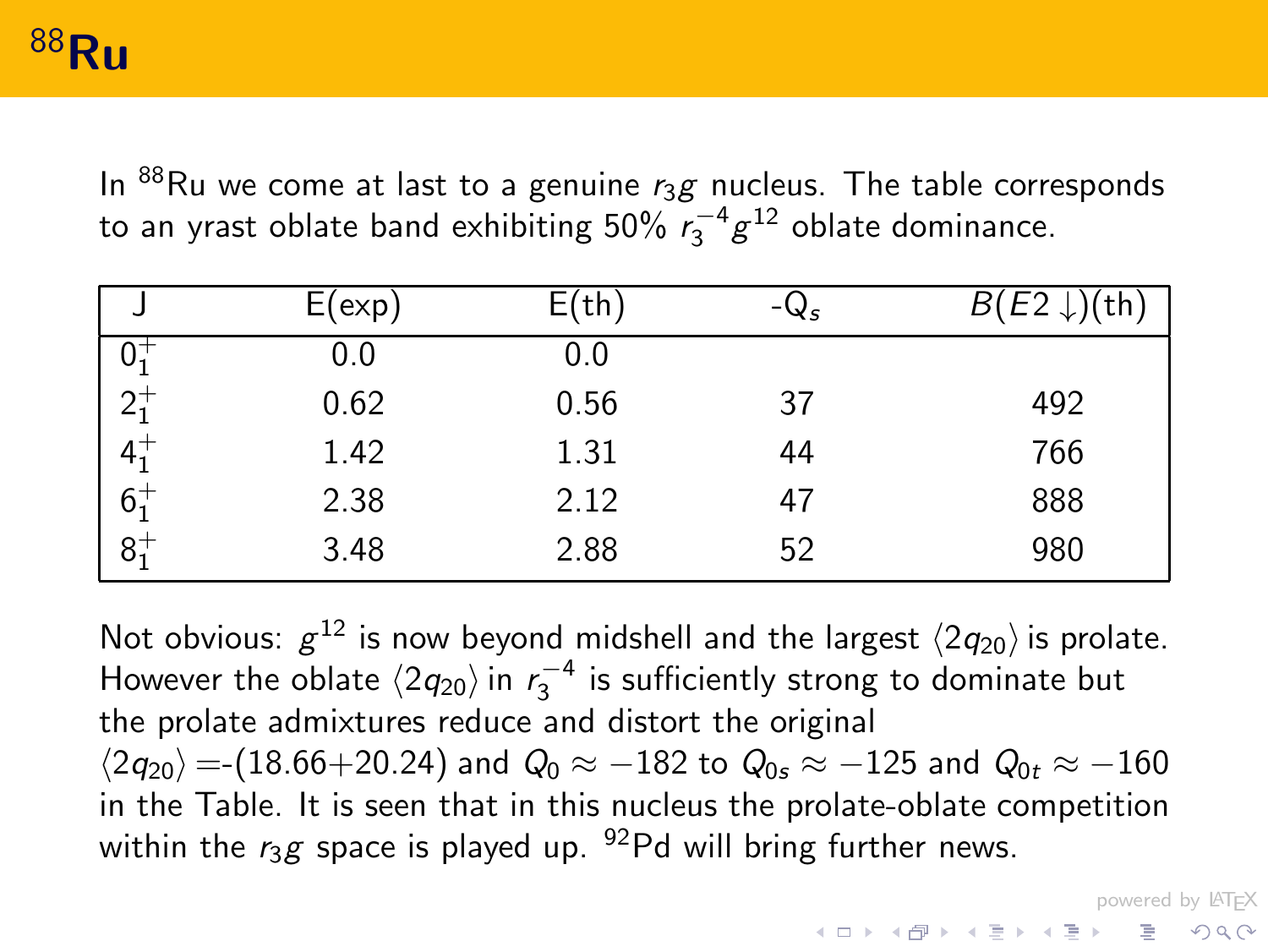# $^{88}$Ru

In $^{88}$Ru we come at last to a genuine $r_3g$ nucleus. The table corresponds to an yrast oblate band exhibiting 50% $r_3^{-4}g^{12}$ oblate dominance.

| J | E(exp) | E(th) | -$Q_s$ | $B(E2\downarrow)$(th) |
|---|---|---|---|---|
| $0_1^+$ | 0.0 | 0.0 | | |
| $2_1^+$ | 0.62 | 0.56 | 37 | 492 |
| $4_1^+$ | 1.42 | 1.31 | 44 | 766 |
| $6_1^+$ | 2.38 | 2.12 | 47 | 888 |
| $8_1^+$ | 3.48 | 2.88 | 52 | 980 |

Not obvious: $g^{12}$ is now beyond midshell and the largest $\langle 2q_{20}\rangle$ is prolate. However the oblate $\langle 2q_{20}\rangle$ in $r_3^{-4}$ is sufficiently strong to dominate but the prolate admixtures reduce and distort the original $\langle 2q_{20}\rangle$ =-(18.66+20.24) and $Q_0 \approx -182$ to $Q_{0s} \approx -125$ and $Q_{0t} \approx -160$ in the Table. It is seen that in this nucleus the prolate-oblate competition within the $r_3g$ space is played up. $^{92}$Pd will bring further news.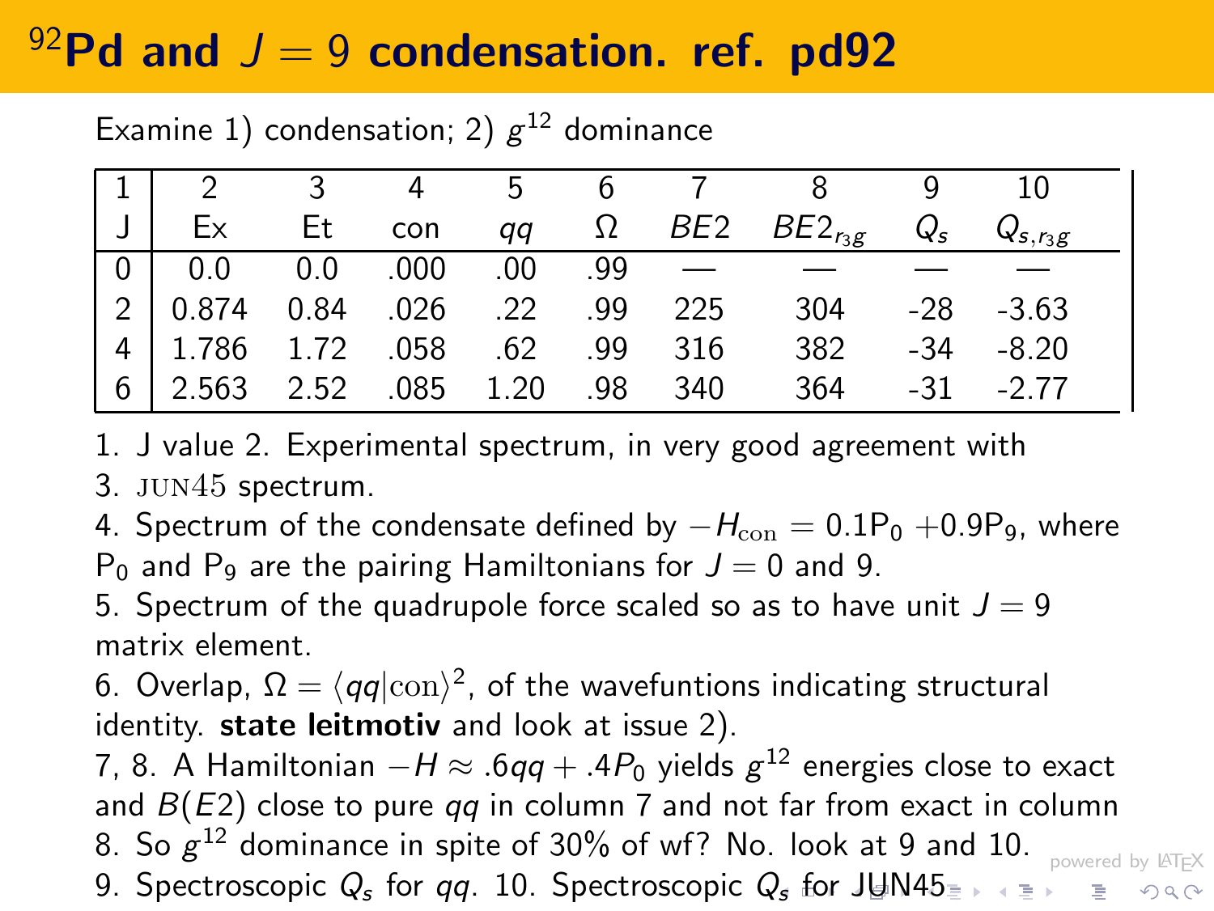# $^{92}$Pd and $J = 9$ condensation. ref. pd92

Examine 1) condensation; 2) $g^{12}$ dominance

| 1 | 2 | 3 | 4 | 5 | 6 | 7 | 8 | 9 | 10 |
|---|---|---|---|---|---|---|---|---|---|
| J | Ex | Et | con | $qq$ | $\Omega$ | $BE2$ | $BE2_{r_3g}$ | $Q_s$ | $Q_{s,r_3g}$ |
| 0 | 0.0 | 0.0 | .000 | .00 | .99 | — | — | — | — |
| 2 | 0.874 | 0.84 | .026 | .22 | .99 | 225 | 304 | -28 | -3.63 |
| 4 | 1.786 | 1.72 | .058 | .62 | .99 | 316 | 382 | -34 | -8.20 |
| 6 | 2.563 | 2.52 | .085 | 1.20 | .98 | 340 | 364 | -31 | -2.77 |

1. J value 2. Experimental spectrum, in very good agreement with 3. JUN45 spectrum.

4. Spectrum of the condensate defined by $-H_{\rm con} = 0.1\mathrm{P}_0 + 0.9\mathrm{P}_9$, where $\mathrm{P}_0$ and $\mathrm{P}_9$ are the pairing Hamiltonians for $J = 0$ and 9.

5. Spectrum of the quadrupole force scaled so as to have unit $J = 9$ matrix element.

6. Overlap, $\Omega = \langle qq|\mathrm{con}\rangle^2$, of the wavefuntions indicating structural identity. **state leitmotiv** and look at issue 2).

7, 8. A Hamiltonian $-H \approx .6qq + .4P_0$ yields $g^{12}$ energies close to exact and $B(E2)$ close to pure $qq$ in column 7 and not far from exact in column 8. So $g^{12}$ dominance in spite of 30% of wf? No. look at 9 and 10.

9. Spectroscopic $Q_s$ for $qq$. 10. Spectroscopic $Q_s$ for JUN45